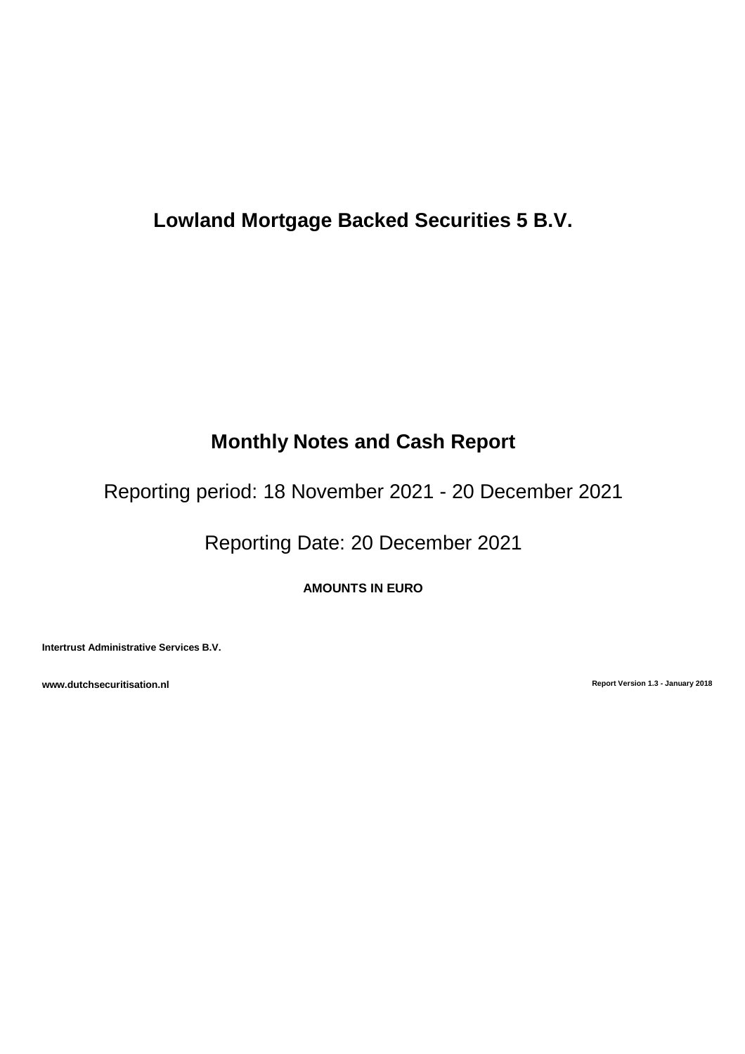# Lowland Mortgage Backed Securities 5 B.V.

## Monthly Notes and Cash Report

Reporting period: 18 November 2021 - 20 December 2021

Reporting Date: 20 December 2021

**AMOUNTS IN EURO**

**Intertrust Administrative Services B.V.**

**www.dutchsecuritisation.nl**

**Report Version 1.3 - January 2018**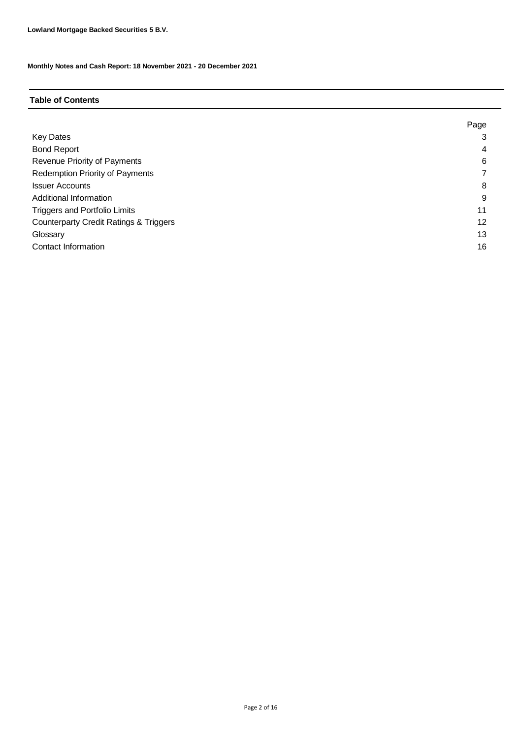**Lowland Mortgage Backed Securities 5 B.V.**

**Monthly Notes and Cash Report: 18 November 2021 - 20 December 2021**

## Table of Contents

| | Page |
|---|---|
| Key Dates | 3 |
| Bond Report | 4 |
| Revenue Priority of Payments | 6 |
| Redemption Priority of Payments | 7 |
| Issuer Accounts | 8 |
| Additional Information | 9 |
| Triggers and Portfolio Limits | 11 |
| Counterparty Credit Ratings & Triggers | 12 |
| Glossary | 13 |
| Contact Information | 16 |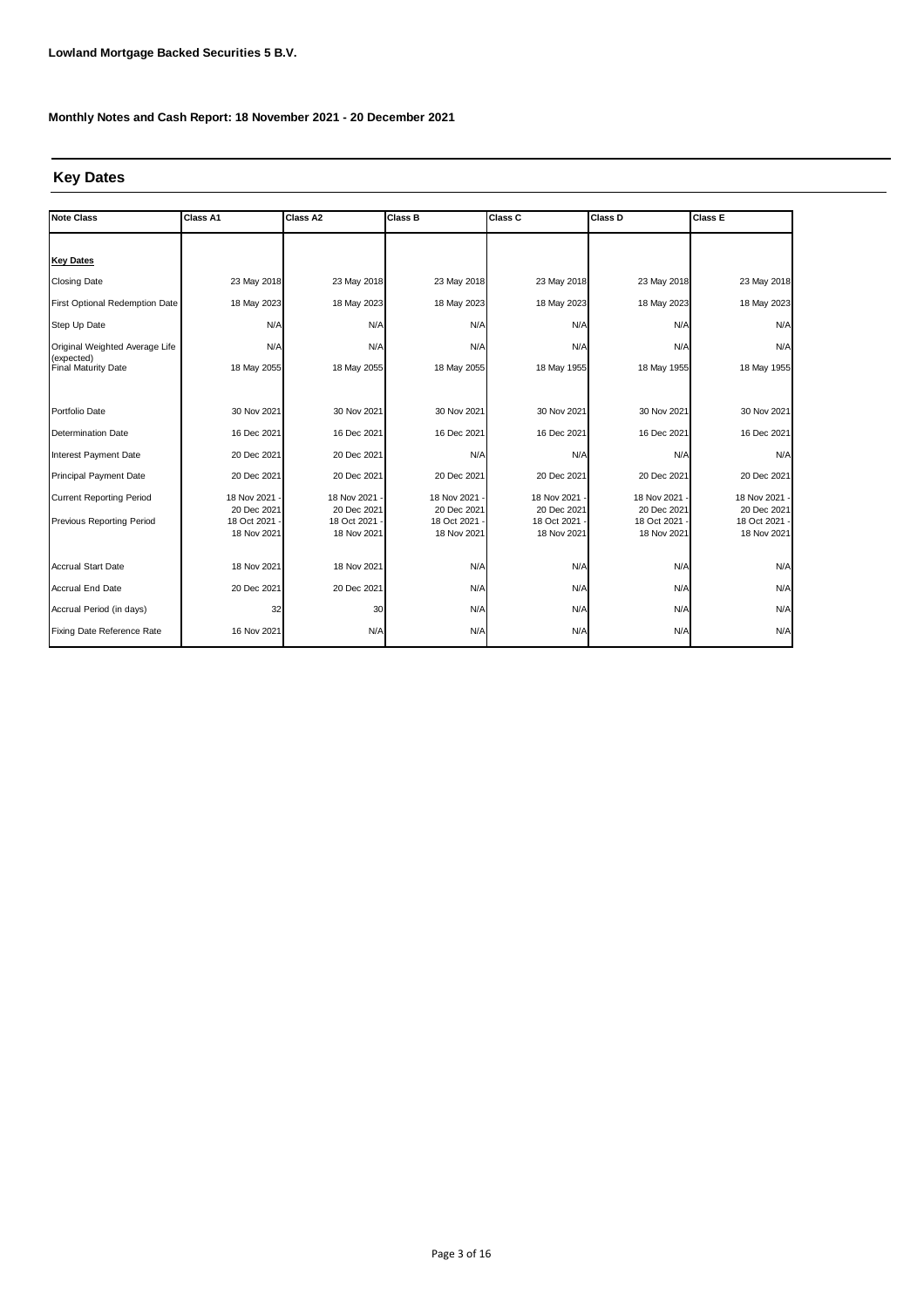**Lowland Mortgage Backed Securities 5 B.V.**

**Monthly Notes and Cash Report: 18 November 2021 - 20 December 2021**

## Key Dates

| Note Class | Class A1 | Class A2 | Class B | Class C | Class D | Class E |
|---|---|---|---|---|---|---|
| **Key Dates** | | | | | | |
| Closing Date | 23 May 2018 | 23 May 2018 | 23 May 2018 | 23 May 2018 | 23 May 2018 | 23 May 2018 |
| First Optional Redemption Date | 18 May 2023 | 18 May 2023 | 18 May 2023 | 18 May 2023 | 18 May 2023 | 18 May 2023 |
| Step Up Date | N/A | N/A | N/A | N/A | N/A | N/A |
| Original Weighted Average Life (expected) | N/A | N/A | N/A | N/A | N/A | N/A |
| Final Maturity Date | 18 May 2055 | 18 May 2055 | 18 May 2055 | 18 May 1955 | 18 May 1955 | 18 May 1955 |
| Portfolio Date | 30 Nov 2021 | 30 Nov 2021 | 30 Nov 2021 | 30 Nov 2021 | 30 Nov 2021 | 30 Nov 2021 |
| Determination Date | 16 Dec 2021 | 16 Dec 2021 | 16 Dec 2021 | 16 Dec 2021 | 16 Dec 2021 | 16 Dec 2021 |
| Interest Payment Date | 20 Dec 2021 | 20 Dec 2021 | N/A | N/A | N/A | N/A |
| Principal Payment Date | 20 Dec 2021 | 20 Dec 2021 | 20 Dec 2021 | 20 Dec 2021 | 20 Dec 2021 | 20 Dec 2021 |
| Current Reporting Period | 18 Nov 2021 - 20 Dec 2021 | 18 Nov 2021 - 20 Dec 2021 | 18 Nov 2021 - 20 Dec 2021 | 18 Nov 2021 - 20 Dec 2021 | 18 Nov 2021 - 20 Dec 2021 | 18 Nov 2021 - 20 Dec 2021 |
| Previous Reporting Period | 18 Oct 2021 - 18 Nov 2021 | 18 Oct 2021 - 18 Nov 2021 | 18 Oct 2021 - 18 Nov 2021 | 18 Oct 2021 - 18 Nov 2021 | 18 Oct 2021 - 18 Nov 2021 | 18 Oct 2021 - 18 Nov 2021 |
| Accrual Start Date | 18 Nov 2021 | 18 Nov 2021 | N/A | N/A | N/A | N/A |
| Accrual End Date | 20 Dec 2021 | 20 Dec 2021 | N/A | N/A | N/A | N/A |
| Accrual Period (in days) | 32 | 30 | N/A | N/A | N/A | N/A |
| Fixing Date Reference Rate | 16 Nov 2021 | N/A | N/A | N/A | N/A | N/A |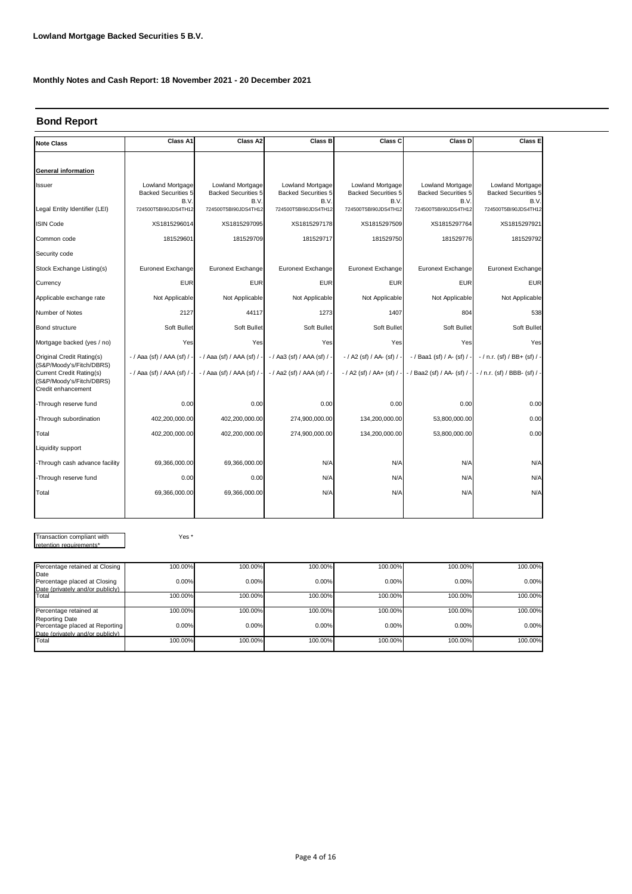**Lowland Mortgage Backed Securities 5 B.V.**

**Monthly Notes and Cash Report: 18 November 2021 - 20 December 2021**

## Bond Report

| Note Class | Class A1 | Class A2 | Class B | Class C | Class D | Class E |
|---|---|---|---|---|---|---|
| **General information** | | | | | | |
| Issuer | Lowland Mortgage Backed Securities 5 B.V. | Lowland Mortgage Backed Securities 5 B.V. | Lowland Mortgage Backed Securities 5 B.V. | Lowland Mortgage Backed Securities 5 B.V. | Lowland Mortgage Backed Securities 5 B.V. | Lowland Mortgage Backed Securities 5 B.V. |
| Legal Entity Identifier (LEI) | 724500T5BI90JDS4TH12 | 724500T5BI90JDS4TH12 | 724500T5BI90JDS4TH12 | 724500T5BI90JDS4TH12 | 724500T5BI90JDS4TH12 | 724500T5BI90JDS4TH12 |
| ISIN Code | XS1815296014 | XS1815297095 | XS1815297178 | XS1815297509 | XS1815297764 | XS1815297921 |
| Common code | 181529601 | 181529709 | 181529717 | 181529750 | 181529776 | 181529792 |
| Security code | | | | | | |
| Stock Exchange Listing(s) | Euronext Exchange | Euronext Exchange | Euronext Exchange | Euronext Exchange | Euronext Exchange | Euronext Exchange |
| Currency | EUR | EUR | EUR | EUR | EUR | EUR |
| Applicable exchange rate | Not Applicable | Not Applicable | Not Applicable | Not Applicable | Not Applicable | Not Applicable |
| Number of Notes | 2127 | 44117 | 1273 | 1407 | 804 | 538 |
| Bond structure | Soft Bullet | Soft Bullet | Soft Bullet | Soft Bullet | Soft Bullet | Soft Bullet |
| Mortgage backed (yes / no) | Yes | Yes | Yes | Yes | Yes | Yes |
| Original Credit Rating(s) (S&P/Moody's/Fitch/DBRS) | - / Aaa (sf) / AAA (sf) / - | - / Aaa (sf) / AAA (sf) / - | - / Aa3 (sf) / AAA (sf) / - | - / A2 (sf) / AA- (sf) / - | - / Baa1 (sf) / A- (sf) / - | - / n.r. (sf) / BB+ (sf) / - |
| Current Credit Rating(s) (S&P/Moody's/Fitch/DBRS) | - / Aaa (sf) / AAA (sf) / - | - / Aaa (sf) / AAA (sf) / - | - / Aa2 (sf) / AAA (sf) / - | - / A2 (sf) / AA+ (sf) / - | - / Baa2 (sf) / AA- (sf) / - | - / n.r. (sf) / BBB- (sf) / - |
| Credit enhancement | | | | | | |
| -Through reserve fund | 0.00 | 0.00 | 0.00 | 0.00 | 0.00 | 0.00 |
| -Through subordination | 402,200,000.00 | 402,200,000.00 | 274,900,000.00 | 134,200,000.00 | 53,800,000.00 | 0.00 |
| Total | 402,200,000.00 | 402,200,000.00 | 274,900,000.00 | 134,200,000.00 | 53,800,000.00 | 0.00 |
| Liquidity support | | | | | | |
| -Through cash advance facility | 69,366,000.00 | 69,366,000.00 | N/A | N/A | N/A | N/A |
| -Through reserve fund | 0.00 | 0.00 | N/A | N/A | N/A | N/A |
| Total | 69,366,000.00 | 69,366,000.00 | N/A | N/A | N/A | N/A |

Transaction compliant with retention requirements* Yes *

| | Class A1 | Class A2 | Class B | Class C | Class D | Class E |
|---|---|---|---|---|---|---|
| Percentage retained at Closing Date | 100.00% | 100.00% | 100.00% | 100.00% | 100.00% | 100.00% |
| Percentage placed at Closing Date (privately and/or publicly) | 0.00% | 0.00% | 0.00% | 0.00% | 0.00% | 0.00% |
| Total | 100.00% | 100.00% | 100.00% | 100.00% | 100.00% | 100.00% |
| Percentage retained at Reporting Date | 100.00% | 100.00% | 100.00% | 100.00% | 100.00% | 100.00% |
| Percentage placed at Reporting Date (privately and/or publicly) | 0.00% | 0.00% | 0.00% | 0.00% | 0.00% | 0.00% |
| Total | 100.00% | 100.00% | 100.00% | 100.00% | 100.00% | 100.00% |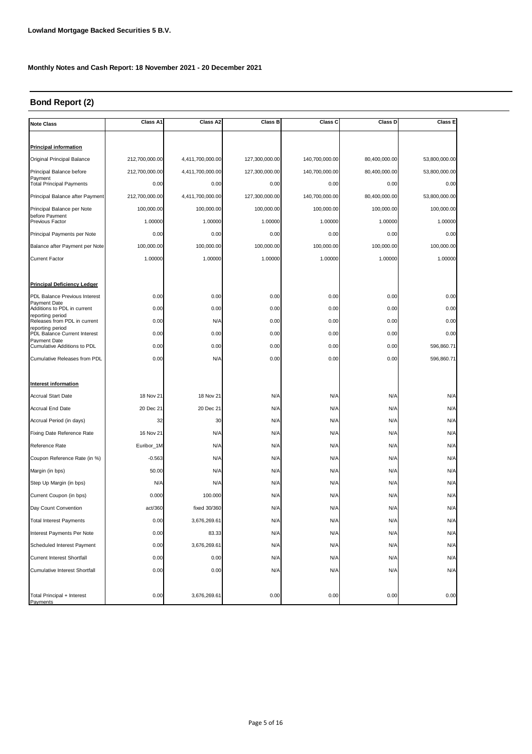**Lowland Mortgage Backed Securities 5 B.V.**

**Monthly Notes and Cash Report: 18 November 2021 - 20 December 2021**

## Bond Report (2)

| Note Class | Class A1 | Class A2 | Class B | Class C | Class D | Class E |
|---|---|---|---|---|---|---|
| **Principal information** | | | | | | |
| Original Principal Balance | 212,700,000.00 | 4,411,700,000.00 | 127,300,000.00 | 140,700,000.00 | 80,400,000.00 | 53,800,000.00 |
| Principal Balance before Payment | 212,700,000.00 | 4,411,700,000.00 | 127,300,000.00 | 140,700,000.00 | 80,400,000.00 | 53,800,000.00 |
| Total Principal Payments | 0.00 | 0.00 | 0.00 | 0.00 | 0.00 | 0.00 |
| Principal Balance after Payment | 212,700,000.00 | 4,411,700,000.00 | 127,300,000.00 | 140,700,000.00 | 80,400,000.00 | 53,800,000.00 |
| Principal Balance per Note before Payment | 100,000.00 | 100,000.00 | 100,000.00 | 100,000.00 | 100,000.00 | 100,000.00 |
| Previous Factor | 1.00000 | 1.00000 | 1.00000 | 1.00000 | 1.00000 | 1.00000 |
| Principal Payments per Note | 0.00 | 0.00 | 0.00 | 0.00 | 0.00 | 0.00 |
| Balance after Payment per Note | 100,000.00 | 100,000.00 | 100,000.00 | 100,000.00 | 100,000.00 | 100,000.00 |
| Current Factor | 1.00000 | 1.00000 | 1.00000 | 1.00000 | 1.00000 | 1.00000 |
| **Principal Deficiency Ledger** | | | | | | |
| PDL Balance Previous Interest Payment Date | 0.00 | 0.00 | 0.00 | 0.00 | 0.00 | 0.00 |
| Additions to PDL in current reporting period | 0.00 | 0.00 | 0.00 | 0.00 | 0.00 | 0.00 |
| Releases from PDL in current reporting period | 0.00 | N/A | 0.00 | 0.00 | 0.00 | 0.00 |
| PDL Balance Current Interest Payment Date | 0.00 | 0.00 | 0.00 | 0.00 | 0.00 | 0.00 |
| Cumulative Additions to PDL | 0.00 | 0.00 | 0.00 | 0.00 | 0.00 | 596,860.71 |
| Cumulative Releases from PDL | 0.00 | N/A | 0.00 | 0.00 | 0.00 | 596,860.71 |
| **Interest information** | | | | | | |
| Accrual Start Date | 18 Nov 21 | 18 Nov 21 | N/A | N/A | N/A | N/A |
| Accrual End Date | 20 Dec 21 | 20 Dec 21 | N/A | N/A | N/A | N/A |
| Accrual Period (in days) | 32 | 30 | N/A | N/A | N/A | N/A |
| Fixing Date Reference Rate | 16 Nov 21 | N/A | N/A | N/A | N/A | N/A |
| Reference Rate | Euribor_1M | N/A | N/A | N/A | N/A | N/A |
| Coupon Reference Rate (in %) | -0.563 | N/A | N/A | N/A | N/A | N/A |
| Margin (in bps) | 50.00 | N/A | N/A | N/A | N/A | N/A |
| Step Up Margin (in bps) | N/A | N/A | N/A | N/A | N/A | N/A |
| Current Coupon (in bps) | 0.000 | 100.000 | N/A | N/A | N/A | N/A |
| Day Count Convention | act/360 | fixed 30/360 | N/A | N/A | N/A | N/A |
| Total Interest Payments | 0.00 | 3,676,269.61 | N/A | N/A | N/A | N/A |
| Interest Payments Per Note | 0.00 | 83.33 | N/A | N/A | N/A | N/A |
| Scheduled Interest Payment | 0.00 | 3,676,269.61 | N/A | N/A | N/A | N/A |
| Current Interest Shortfall | 0.00 | 0.00 | N/A | N/A | N/A | N/A |
| Cumulative Interest Shortfall | 0.00 | 0.00 | N/A | N/A | N/A | N/A |
| Total Principal + Interest Payments | 0.00 | 3,676,269.61 | 0.00 | 0.00 | 0.00 | 0.00 |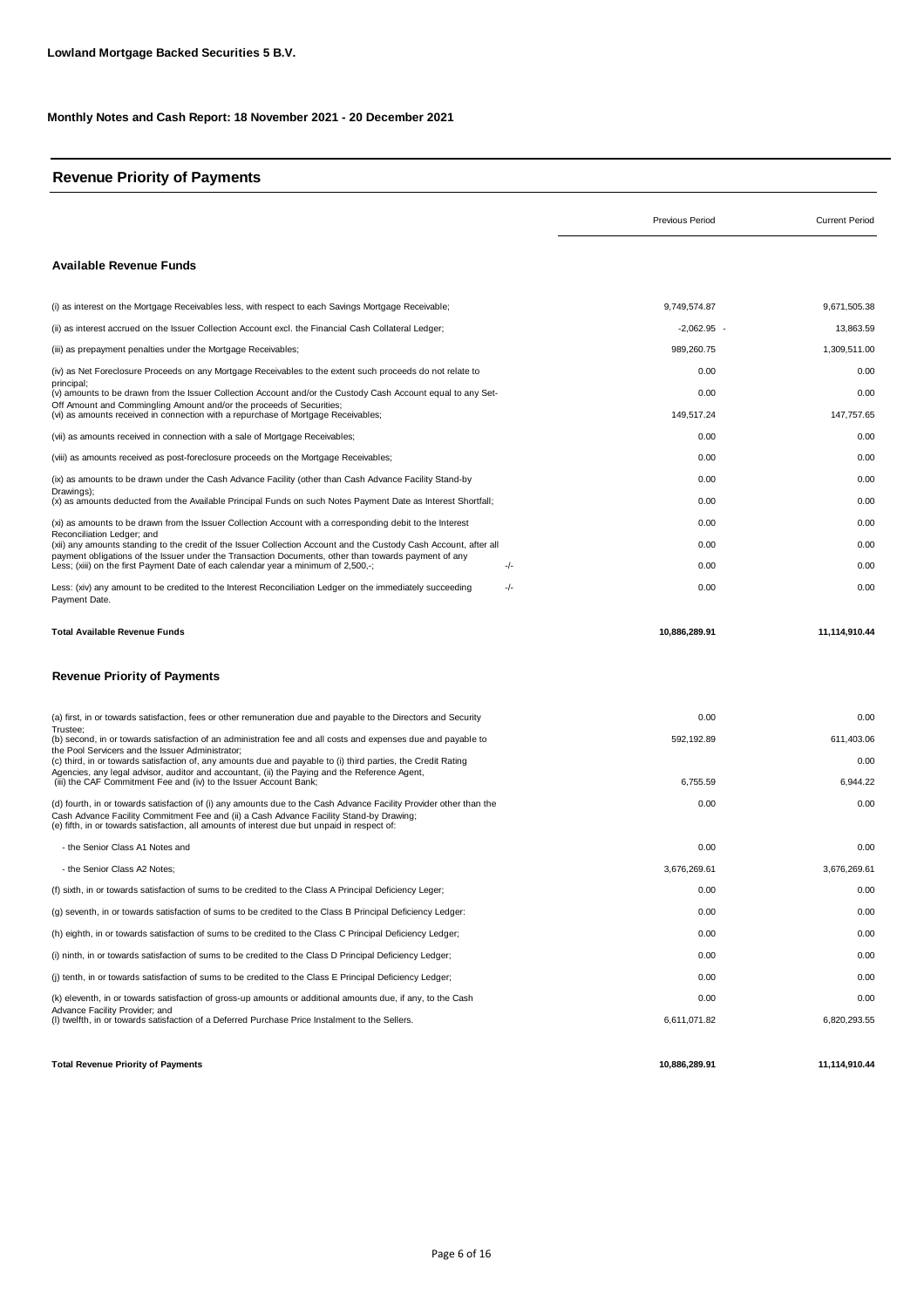**Lowland Mortgage Backed Securities 5 B.V.**

**Monthly Notes and Cash Report: 18 November 2021 - 20 December 2021**

## Revenue Priority of Payments

| | | Previous Period | Current Period |
|---|---|---|---|
| **Available Revenue Funds** | | | |
| (i) as interest on the Mortgage Receivables less, with respect to each Savings Mortgage Receivable; | | 9,749,574.87 | 9,671,505.38 |
| (ii) as interest accrued on the Issuer Collection Account excl. the Financial Cash Collateral Ledger; | | -2,062.95 - | 13,863.59 |
| (iii) as prepayment penalties under the Mortgage Receivables; | | 989,260.75 | 1,309,511.00 |
| (iv) as Net Foreclosure Proceeds on any Mortgage Receivables to the extent such proceeds do not relate to principal; | | 0.00 | 0.00 |
| (v) amounts to be drawn from the Issuer Collection Account and/or the Custody Cash Account equal to any Set-Off Amount and Commingling Amount and/or the proceeds of Securities; | | 0.00 | 0.00 |
| (vi) as amounts received in connection with a repurchase of Mortgage Receivables; | | 149,517.24 | 147,757.65 |
| (vii) as amounts received in connection with a sale of Mortgage Receivables; | | 0.00 | 0.00 |
| (viii) as amounts received as post-foreclosure proceeds on the Mortgage Receivables; | | 0.00 | 0.00 |
| (ix) as amounts to be drawn under the Cash Advance Facility (other than Cash Advance Facility Stand-by Drawings); | | 0.00 | 0.00 |
| (x) as amounts deducted from the Available Principal Funds on such Notes Payment Date as Interest Shortfall; | | 0.00 | 0.00 |
| (xi) as amounts to be drawn from the Issuer Collection Account with a corresponding debit to the Interest Reconciliation Ledger; and | | 0.00 | 0.00 |
| (xii) any amounts standing to the credit of the Issuer Collection Account and the Custody Cash Account, after all payment obligations of the Issuer under the Transaction Documents, other than towards payment of any | | 0.00 | 0.00 |
| Less; (xiii) on the first Payment Date of each calendar year a minimum of 2,500,-; | -/- | 0.00 | 0.00 |
| Less: (xiv) any amount to be credited to the Interest Reconciliation Ledger on the immediately succeeding Payment Date. | -/- | 0.00 | 0.00 |
| **Total Available Revenue Funds** | | **10,886,289.91** | **11,114,910.44** |

| | Previous Period | Current Period |
|---|---|---|
| **Revenue Priority of Payments** | | |
| (a) first, in or towards satisfaction, fees or other remuneration due and payable to the Directors and Security Trustee; | 0.00 | 0.00 |
| (b) second, in or towards satisfaction of an administration fee and all costs and expenses due and payable to the Pool Servicers and the Issuer Administrator; | 592,192.89 | 611,403.06 |
| (c) third, in or towards satisfaction of, any amounts due and payable to (i) third parties, the Credit Rating Agencies, any legal advisor, auditor and accountant, (ii) the Paying and the Reference Agent, | | 0.00 |
| (iii) the CAF Commitment Fee and (iv) to the Issuer Account Bank; | 6,755.59 | 6,944.22 |
| (d) fourth, in or towards satisfaction of (i) any amounts due to the Cash Advance Facility Provider other than the Cash Advance Facility Commitment Fee and (ii) a Cash Advance Facility Stand-by Drawing; | 0.00 | 0.00 |
| (e) fifth, in or towards satisfaction, all amounts of interest due but unpaid in respect of: | | |
| - the Senior Class A1 Notes and | 0.00 | 0.00 |
| - the Senior Class A2 Notes; | 3,676,269.61 | 3,676,269.61 |
| (f) sixth, in or towards satisfaction of sums to be credited to the Class A Principal Deficiency Leger; | 0.00 | 0.00 |
| (g) seventh, in or towards satisfaction of sums to be credited to the Class B Principal Deficiency Ledger: | 0.00 | 0.00 |
| (h) eighth, in or towards satisfaction of sums to be credited to the Class C Principal Deficiency Ledger; | 0.00 | 0.00 |
| (i) ninth, in or towards satisfaction of sums to be credited to the Class D Principal Deficiency Ledger; | 0.00 | 0.00 |
| (j) tenth, in or towards satisfaction of sums to be credited to the Class E Principal Deficiency Ledger; | 0.00 | 0.00 |
| (k) eleventh, in or towards satisfaction of gross-up amounts or additional amounts due, if any, to the Cash Advance Facility Provider; and | 0.00 | 0.00 |
| (l) twelfth, in or towards satisfaction of a Deferred Purchase Price Instalment to the Sellers. | 6,611,071.82 | 6,820,293.55 |
| **Total Revenue Priority of Payments** | **10,886,289.91** | **11,114,910.44** |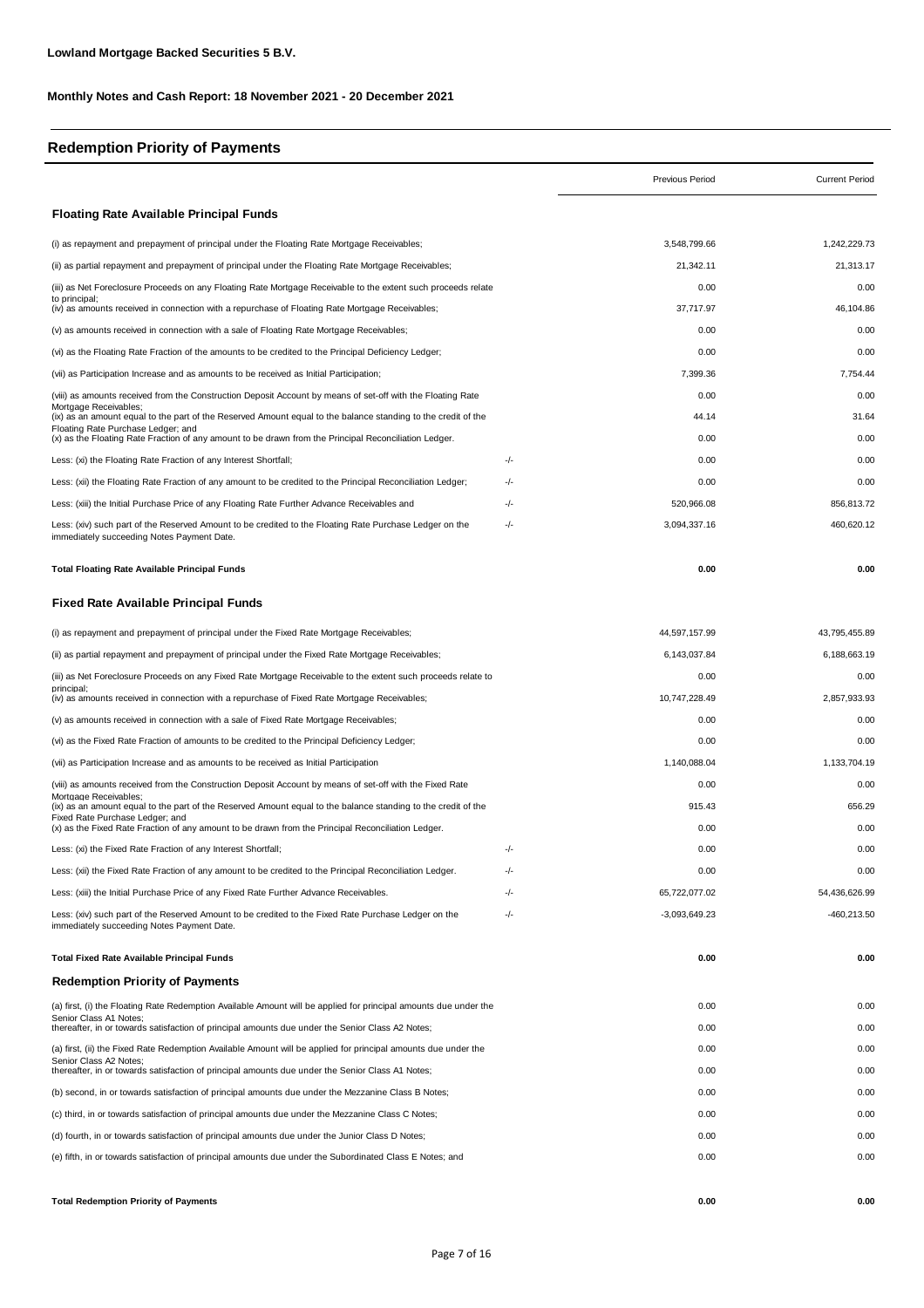**Lowland Mortgage Backed Securities 5 B.V.**

**Monthly Notes and Cash Report: 18 November 2021 - 20 December 2021**

## Redemption Priority of Payments

| | | Previous Period | Current Period |
|---|---|---|---|
| **Floating Rate Available Principal Funds** | | | |
| (i) as repayment and prepayment of principal under the Floating Rate Mortgage Receivables; | | 3,548,799.66 | 1,242,229.73 |
| (ii) as partial repayment and prepayment of principal under the Floating Rate Mortgage Receivables; | | 21,342.11 | 21,313.17 |
| (iii) as Net Foreclosure Proceeds on any Floating Rate Mortgage Receivable to the extent such proceeds relate to principal; | | 0.00 | 0.00 |
| (iv) as amounts received in connection with a repurchase of Floating Rate Mortgage Receivables; | | 37,717.97 | 46,104.86 |
| (v) as amounts received in connection with a sale of Floating Rate Mortgage Receivables; | | 0.00 | 0.00 |
| (vi) as the Floating Rate Fraction of the amounts to be credited to the Principal Deficiency Ledger; | | 0.00 | 0.00 |
| (vii) as Participation Increase and as amounts to be received as Initial Participation; | | 7,399.36 | 7,754.44 |
| (viii) as amounts received from the Construction Deposit Account by means of set-off with the Floating Rate Mortgage Receivables; | | 0.00 | 0.00 |
| (ix) as an amount equal to the part of the Reserved Amount equal to the balance standing to the credit of the Floating Rate Purchase Ledger; and | | 44.14 | 31.64 |
| (x) as the Floating Rate Fraction of any amount to be drawn from the Principal Reconciliation Ledger. | | 0.00 | 0.00 |
| Less: (xi) the Floating Rate Fraction of any Interest Shortfall; | -/- | 0.00 | 0.00 |
| Less: (xii) the Floating Rate Fraction of any amount to be credited to the Principal Reconciliation Ledger; | -/- | 0.00 | 0.00 |
| Less: (xiii) the Initial Purchase Price of any Floating Rate Further Advance Receivables and | -/- | 520,966.08 | 856,813.72 |
| Less: (xiv) such part of the Reserved Amount to be credited to the Floating Rate Purchase Ledger on the immediately succeeding Notes Payment Date. | -/- | 3,094,337.16 | 460,620.12 |
| **Total Floating Rate Available Principal Funds** | | **0.00** | **0.00** |
| **Fixed Rate Available Principal Funds** | | | |
| (i) as repayment and prepayment of principal under the Fixed Rate Mortgage Receivables; | | 44,597,157.99 | 43,795,455.89 |
| (ii) as partial repayment and prepayment of principal under the Fixed Rate Mortgage Receivables; | | 6,143,037.84 | 6,188,663.19 |
| (iii) as Net Foreclosure Proceeds on any Fixed Rate Mortgage Receivable to the extent such proceeds relate to principal; | | 0.00 | 0.00 |
| (iv) as amounts received in connection with a repurchase of Fixed Rate Mortgage Receivables; | | 10,747,228.49 | 2,857,933.93 |
| (v) as amounts received in connection with a sale of Fixed Rate Mortgage Receivables; | | 0.00 | 0.00 |
| (vi) as the Fixed Rate Fraction of amounts to be credited to the Principal Deficiency Ledger; | | 0.00 | 0.00 |
| (vii) as Participation Increase and as amounts to be received as Initial Participation | | 1,140,088.04 | 1,133,704.19 |
| (viii) as amounts received from the Construction Deposit Account by means of set-off with the Fixed Rate Mortgage Receivables; | | 0.00 | 0.00 |
| (ix) as an amount equal to the part of the Reserved Amount equal to the balance standing to the credit of the Fixed Rate Purchase Ledger; and | | 915.43 | 656.29 |
| (x) as the Fixed Rate Fraction of any amount to be drawn from the Principal Reconciliation Ledger. | | 0.00 | 0.00 |
| Less: (xi) the Fixed Rate Fraction of any Interest Shortfall; | -/- | 0.00 | 0.00 |
| Less: (xii) the Fixed Rate Fraction of any amount to be credited to the Principal Reconciliation Ledger. | -/- | 0.00 | 0.00 |
| Less: (xiii) the Initial Purchase Price of any Fixed Rate Further Advance Receivables. | -/- | 65,722,077.02 | 54,436,626.99 |
| Less: (xiv) such part of the Reserved Amount to be credited to the Fixed Rate Purchase Ledger on the immediately succeeding Notes Payment Date. | -/- | -3,093,649.23 | -460,213.50 |
| **Total Fixed Rate Available Principal Funds** | | **0.00** | **0.00** |
| **Redemption Priority of Payments** | | | |
| (a) first, (i) the Floating Rate Redemption Available Amount will be applied for principal amounts due under the Senior Class A1 Notes; thereafter, in or towards satisfaction of principal amounts due under the Senior Class A2 Notes; | | 0.00 | 0.00 |
| | | 0.00 | 0.00 |
| (a) first, (ii) the Fixed Rate Redemption Available Amount will be applied for principal amounts due under the Senior Class A2 Notes; thereafter, in or towards satisfaction of principal amounts due under the Senior Class A1 Notes; | | 0.00 | 0.00 |
| | | 0.00 | 0.00 |
| (b) second, in or towards satisfaction of principal amounts due under the Mezzanine Class B Notes; | | 0.00 | 0.00 |
| (c) third, in or towards satisfaction of principal amounts due under the Mezzanine Class C Notes; | | 0.00 | 0.00 |
| (d) fourth, in or towards satisfaction of principal amounts due under the Junior Class D Notes; | | 0.00 | 0.00 |
| (e) fifth, in or towards satisfaction of principal amounts due under the Subordinated Class E Notes; and | | 0.00 | 0.00 |
| **Total Redemption Priority of Payments** | | **0.00** | **0.00** |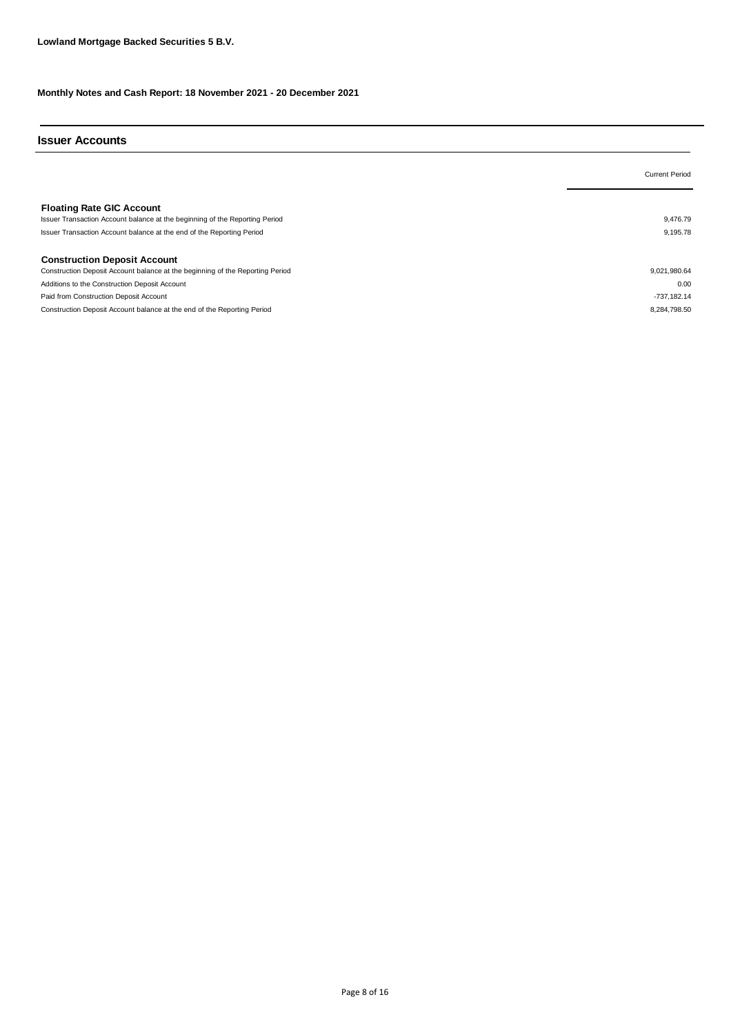**Lowland Mortgage Backed Securities 5 B.V.**

**Monthly Notes and Cash Report: 18 November 2021 - 20 December 2021**

## Issuer Accounts

| | Current Period |
|---|---|
| **Floating Rate GIC Account** | |
| Issuer Transaction Account balance at the beginning of the Reporting Period | 9,476.79 |
| Issuer Transaction Account balance at the end of the Reporting Period | 9,195.78 |
| | |
| **Construction Deposit Account** | |
| Construction Deposit Account balance at the beginning of the Reporting Period | 9,021,980.64 |
| Additions to the Construction Deposit Account | 0.00 |
| Paid from Construction Deposit Account | -737,182.14 |
| Construction Deposit Account balance at the end of the Reporting Period | 8,284,798.50 |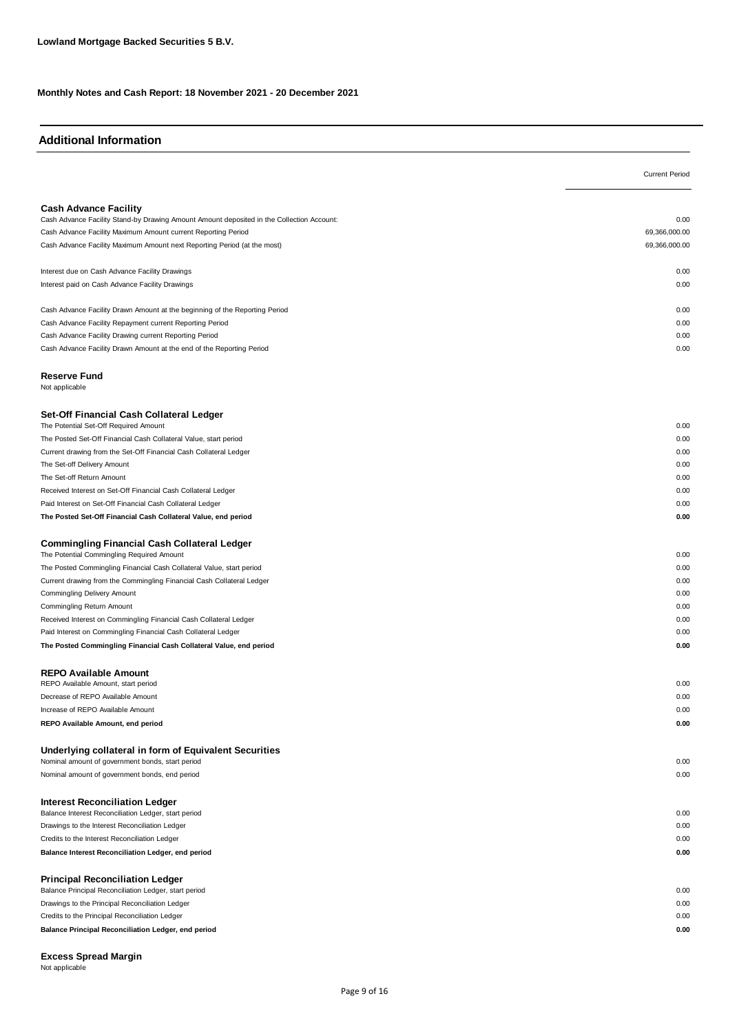**Lowland Mortgage Backed Securities 5 B.V.**

**Monthly Notes and Cash Report: 18 November 2021 - 20 December 2021**

## Additional Information

| | Current Period |
|---|---|
| **Cash Advance Facility** | |
| Cash Advance Facility Stand-by Drawing Amount Amount deposited in the Collection Account: | 0.00 |
| Cash Advance Facility Maximum Amount current Reporting Period | 69,366,000.00 |
| Cash Advance Facility Maximum Amount next Reporting Period (at the most) | 69,366,000.00 |
| | |
| Interest due on Cash Advance Facility Drawings | 0.00 |
| Interest paid on Cash Advance Facility Drawings | 0.00 |
| | |
| Cash Advance Facility Drawn Amount at the beginning of the Reporting Period | 0.00 |
| Cash Advance Facility Repayment current Reporting Period | 0.00 |
| Cash Advance Facility Drawing current Reporting Period | 0.00 |
| Cash Advance Facility Drawn Amount at the end of the Reporting Period | 0.00 |

**Reserve Fund**

Not applicable

| | |
|---|---|
| **Set-Off Financial Cash Collateral Ledger** | |
| The Potential Set-Off Required Amount | 0.00 |
| The Posted Set-Off Financial Cash Collateral Value, start period | 0.00 |
| Current drawing from the Set-Off Financial Cash Collateral Ledger | 0.00 |
| The Set-off Delivery Amount | 0.00 |
| The Set-off Return Amount | 0.00 |
| Received Interest on Set-Off Financial Cash Collateral Ledger | 0.00 |
| Paid Interest on Set-Off Financial Cash Collateral Ledger | 0.00 |
| **The Posted Set-Off Financial Cash Collateral Value, end period** | **0.00** |
| | |
| **Commingling Financial Cash Collateral Ledger** | |
| The Potential Commingling Required Amount | 0.00 |
| The Posted Commingling Financial Cash Collateral Value, start period | 0.00 |
| Current drawing from the Commingling Financial Cash Collateral Ledger | 0.00 |
| Commingling Delivery Amount | 0.00 |
| Commingling Return Amount | 0.00 |
| Received Interest on Commingling Financial Cash Collateral Ledger | 0.00 |
| Paid Interest on Commingling Financial Cash Collateral Ledger | 0.00 |
| **The Posted Commingling Financial Cash Collateral Value, end period** | **0.00** |
| | |
| **REPO Available Amount** | |
| REPO Available Amount, start period | 0.00 |
| Decrease of REPO Available Amount | 0.00 |
| Increase of REPO Available Amount | 0.00 |
| **REPO Available Amount, end period** | **0.00** |
| | |
| **Underlying collateral in form of Equivalent Securities** | |
| Nominal amount of government bonds, start period | 0.00 |
| Nominal amount of government bonds, end period | 0.00 |
| | |
| **Interest Reconciliation Ledger** | |
| Balance Interest Reconciliation Ledger, start period | 0.00 |
| Drawings to the Interest Reconciliation Ledger | 0.00 |
| Credits to the Interest Reconciliation Ledger | 0.00 |
| **Balance Interest Reconciliation Ledger, end period** | **0.00** |
| | |
| **Principal Reconciliation Ledger** | |
| Balance Principal Reconciliation Ledger, start period | 0.00 |
| Drawings to the Principal Reconciliation Ledger | 0.00 |
| Credits to the Principal Reconciliation Ledger | 0.00 |
| **Balance Principal Reconciliation Ledger, end period** | **0.00** |

**Excess Spread Margin**

Not applicable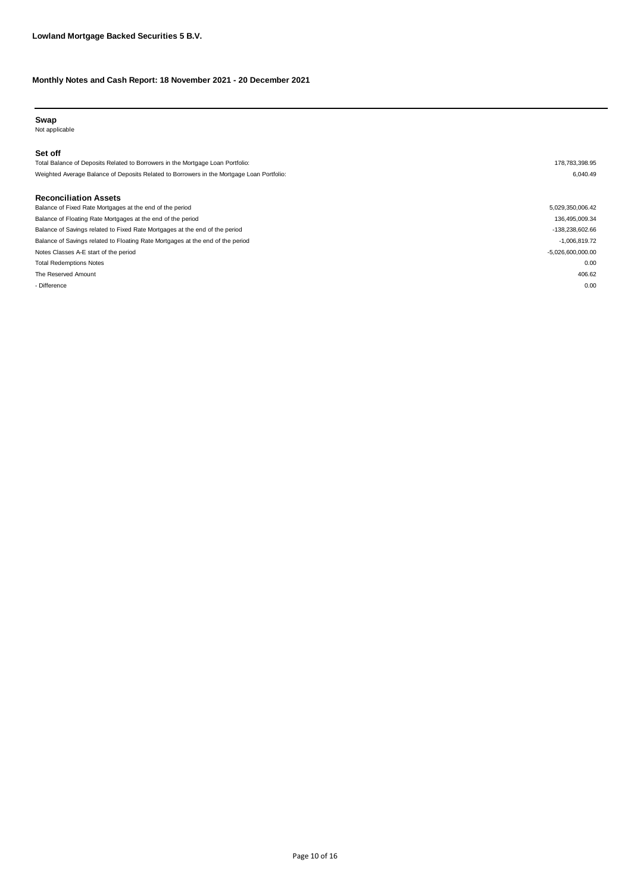**Lowland Mortgage Backed Securities 5 B.V.**

**Monthly Notes and Cash Report: 18 November 2021 - 20 December 2021**

### Swap

Not applicable

### Set off

| | |
|---|---|
| Total Balance of Deposits Related to Borrowers in the Mortgage Loan Portfolio: | 178,783,398.95 |
| Weighted Average Balance of Deposits Related to Borrowers in the Mortgage Loan Portfolio: | 6,040.49 |

### Reconciliation Assets

| | |
|---|---|
| Balance of Fixed Rate Mortgages at the end of the period | 5,029,350,006.42 |
| Balance of Floating Rate Mortgages at the end of the period | 136,495,009.34 |
| Balance of Savings related to Fixed Rate Mortgages at the end of the period | -138,238,602.66 |
| Balance of Savings related to Floating Rate Mortgages at the end of the period | -1,006,819.72 |
| Notes Classes A-E start of the period | -5,026,600,000.00 |
| Total Redemptions Notes | 0.00 |
| The Reserved Amount | 406.62 |
| - Difference | 0.00 |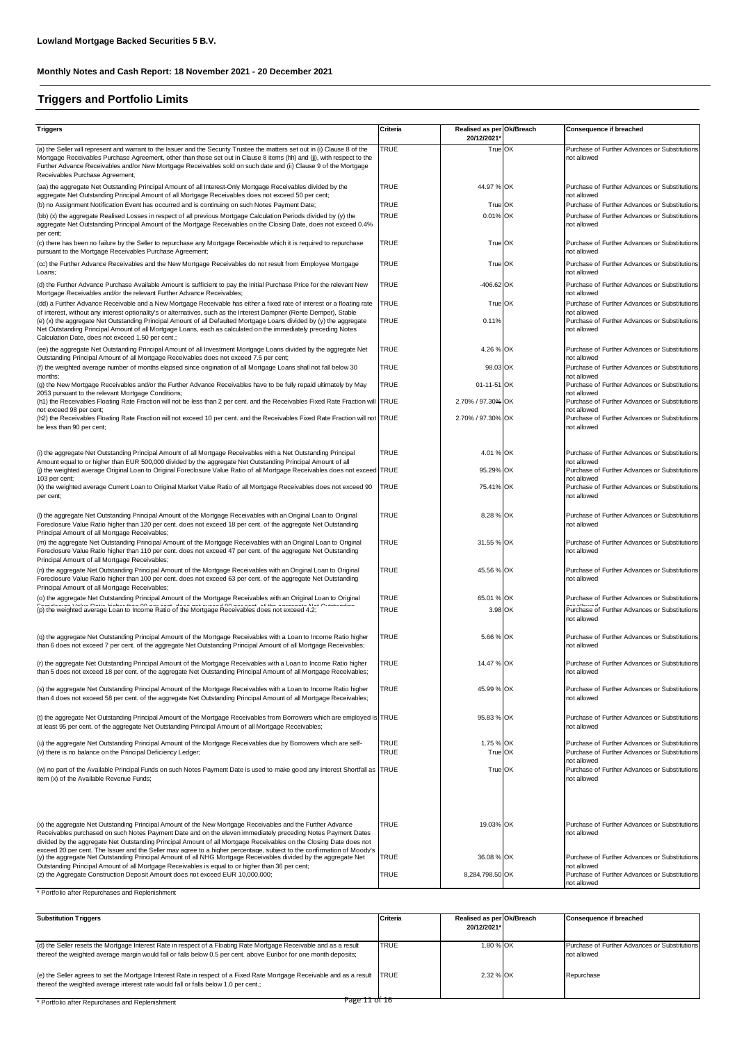**Lowland Mortgage Backed Securities 5 B.V.**

**Monthly Notes and Cash Report: 18 November 2021 - 20 December 2021**

## Triggers and Portfolio Limits

| Triggers | Criteria | Realised as per 20/12/2021* | Ok/Breach | Consequence if breached |
|---|---|---|---|---|
| (a) the Seller will represent and warrant to the Issuer and the Security Trustee the matters set out in (i) Clause 8 of the Mortgage Receivables Purchase Agreement, other than those set out in Clause 8 items (hh) and (jj), with respect to the Further Advance Receivables and/or New Mortgage Receivables sold on such date and (ii) Clause 9 of the Mortgage Receivables Purchase Agreement; | TRUE | True | OK | Purchase of Further Advances or Substitutions not allowed |
| (aa) the aggregate Net Outstanding Principal Amount of all Interest-Only Mortgage Receivables divided by the aggregate Net Outstanding Principal Amount of all Mortgage Receivables does not exceed 50 per cent; | TRUE | 44.97 % | OK | Purchase of Further Advances or Substitutions not allowed |
| (b) no Assignment Notification Event has occurred and is continuing on such Notes Payment Date; | TRUE | True | OK | Purchase of Further Advances or Substitutions |
| (bb) (x) the aggregate Realised Losses in respect of all previous Mortgage Calculation Periods divided by (y) the aggregate Net Outstanding Principal Amount of the Mortgage Receivables on the Closing Date, does not exceed 0.4% per cent; | TRUE | 0.01% | OK | Purchase of Further Advances or Substitutions not allowed |
| (c) there has been no failure by the Seller to repurchase any Mortgage Receivable which it is required to repurchase pursuant to the Mortgage Receivables Purchase Agreement; | TRUE | True | OK | Purchase of Further Advances or Substitutions not allowed |
| (cc) the Further Advance Receivables and the New Mortgage Receivables do not result from Employee Mortgage Loans; | TRUE | True | OK | Purchase of Further Advances or Substitutions not allowed |
| (d) the Further Advance Purchase Available Amount is sufficient to pay the Initial Purchase Price for the relevant New Mortgage Receivables and/or the relevant Further Advance Receivables; | TRUE | -406.62 | OK | Purchase of Further Advances or Substitutions not allowed |
| (dd) a Further Advance Receivable and a New Mortgage Receivable has either a fixed rate of interest or a floating rate of interest, without any interest optionality's or alternatives, such as the Interest Dampner (Rente Demper), Stable | TRUE | True | OK | Purchase of Further Advances or Substitutions not allowed |
| (e) (x) the aggregate Net Outstanding Principal Amount of all Defaulted Mortgage Loans divided by (y) the aggregate Net Outstanding Principal Amount of all Mortgage Loans, each as calculated on the immediately preceding Notes Calculation Date, does not exceed 1.50 per cent.; | TRUE | 0.11% | | Purchase of Further Advances or Substitutions not allowed |
| (ee) the aggregate Net Outstanding Principal Amount of all Investment Mortgage Loans divided by the aggregate Net Outstanding Principal Amount of all Mortgage Receivables does not exceed 7.5 per cent; | TRUE | 4.26 % | OK | Purchase of Further Advances or Substitutions not allowed |
| (f) the weighted average number of months elapsed since origination of all Mortgage Loans shall not fall below 30 months; | TRUE | 98.03 | OK | Purchase of Further Advances or Substitutions not allowed |
| (g) the New Mortgage Receivables and/or the Further Advance Receivables have to be fully repaid ultimately by May 2053 pursuant to the relevant Mortgage Conditions; | TRUE | 01-11-51 | OK | Purchase of Further Advances or Substitutions not allowed |
| (h1) the Receivables Floating Rate Fraction will not be less than 2 per cent. and the Receivables Fixed Rate Fraction will not exceed 98 per cent; | TRUE | 2.70% / 97.30% | OK | Purchase of Further Advances or Substitutions not allowed |
| (h2) the Receivables Floating Rate Fraction will not exceed 10 per cent. and the Receivables Fixed Rate Fraction will not be less than 90 per cent; | TRUE | 2.70% / 97.30% | OK | Purchase of Further Advances or Substitutions not allowed |
| (i) the aggregate Net Outstanding Principal Amount of all Mortgage Receivables with a Net Outstanding Principal Amount equal to or higher than EUR 500,000 divided by the aggregate Net Outstanding Principal Amount of all | TRUE | 4.01 % | OK | Purchase of Further Advances or Substitutions not allowed |
| (j) the weighted average Original Loan to Original Foreclosure Value Ratio of all Mortgage Receivables does not exceed 103 per cent; | TRUE | 95.29% | OK | Purchase of Further Advances or Substitutions not allowed |
| (k) the weighted average Current Loan to Original Market Value Ratio of all Mortgage Receivables does not exceed 90 per cent; | TRUE | 75.41% | OK | Purchase of Further Advances or Substitutions not allowed |
| (l) the aggregate Net Outstanding Principal Amount of the Mortgage Receivables with an Original Loan to Original Foreclosure Value Ratio higher than 120 per cent. does not exceed 18 per cent. of the aggregate Net Outstanding Principal Amount of all Mortgage Receivables; | TRUE | 8.28 % | OK | Purchase of Further Advances or Substitutions not allowed |
| (m) the aggregate Net Outstanding Principal Amount of the Mortgage Receivables with an Original Loan to Original Foreclosure Value Ratio higher than 110 per cent. does not exceed 47 per cent. of the aggregate Net Outstanding Principal Amount of all Mortgage Receivables; | TRUE | 31.55 % | OK | Purchase of Further Advances or Substitutions not allowed |
| (n) the aggregate Net Outstanding Principal Amount of the Mortgage Receivables with an Original Loan to Original Foreclosure Value Ratio higher than 100 per cent. does not exceed 63 per cent. of the aggregate Net Outstanding Principal Amount of all Mortgage Receivables; | TRUE | 45.56 % | OK | Purchase of Further Advances or Substitutions not allowed |
| (o) the aggregate Net Outstanding Principal Amount of the Mortgage Receivables with an Original Loan to Original Foreclosure Value Ratio higher than 90 per cent. does not exceed 80 per cent. of the aggregate Net Outstanding | TRUE | 65.01 % | OK | Purchase of Further Advances or Substitutions not allowed |
| (p) the weighted average Loan to Income Ratio of the Mortgage Receivables does not exceed 4.2; | TRUE | 3.98 | OK | Purchase of Further Advances or Substitutions not allowed |
| (q) the aggregate Net Outstanding Principal Amount of the Mortgage Receivables with a Loan to Income Ratio higher than 6 does not exceed 7 per cent. of the aggregate Net Outstanding Principal Amount of all Mortgage Receivables; | TRUE | 5.66 % | OK | Purchase of Further Advances or Substitutions not allowed |
| (r) the aggregate Net Outstanding Principal Amount of the Mortgage Receivables with a Loan to Income Ratio higher than 5 does not exceed 18 per cent. of the aggregate Net Outstanding Principal Amount of all Mortgage Receivables; | TRUE | 14.47 % | OK | Purchase of Further Advances or Substitutions not allowed |
| (s) the aggregate Net Outstanding Principal Amount of the Mortgage Receivables with a Loan to Income Ratio higher than 4 does not exceed 58 per cent. of the aggregate Net Outstanding Principal Amount of all Mortgage Receivables; | TRUE | 45.99 % | OK | Purchase of Further Advances or Substitutions not allowed |
| (t) the aggregate Net Outstanding Principal Amount of the Mortgage Receivables from Borrowers which are employed is at least 95 per cent. of the aggregate Net Outstanding Principal Amount of all Mortgage Receivables; | TRUE | 95.83 % | OK | Purchase of Further Advances or Substitutions not allowed |
| (u) the aggregate Net Outstanding Principal Amount of the Mortgage Receivables due by Borrowers which are self- | TRUE | 1.75 % | OK | Purchase of Further Advances or Substitutions |
| (v) there is no balance on the Principal Deficiency Ledger; | TRUE | True | OK | Purchase of Further Advances or Substitutions not allowed |
| (w) no part of the Available Principal Funds on such Notes Payment Date is used to make good any Interest Shortfall as item (x) of the Available Revenue Funds; | TRUE | True | OK | Purchase of Further Advances or Substitutions not allowed |
| (x) the aggregate Net Outstanding Principal Amount of the New Mortgage Receivables and the Further Advance Receivables purchased on such Notes Payment Date and on the eleven immediately preceding Notes Payment Dates divided by the aggregate Net Outstanding Principal Amount of all Mortgage Receivables on the Closing Date does not exceed 20 per cent. The Issuer and the Seller may agree to a higher percentage, subject to the confirmation of Moody's | TRUE | 19.03% | OK | Purchase of Further Advances or Substitutions not allowed |
| (y) the aggregate Net Outstanding Principal Amount of all NHG Mortgage Receivables divided by the aggregate Net Outstanding Principal Amount of all Mortgage Receivables is equal to or higher than 36 per cent; | TRUE | 36.08 % | OK | Purchase of Further Advances or Substitutions not allowed |
| (z) the Aggregate Construction Deposit Amount does not exceed EUR 10,000,000; | TRUE | 8,284,798.50 | OK | Purchase of Further Advances or Substitutions not allowed |

\* Portfolio after Repurchases and Replenishment

| Substitution Triggers | Criteria | Realised as per 20/12/2021* | Ok/Breach | Consequence if breached |
|---|---|---|---|---|
| (d) the Seller resets the Mortgage Interest Rate in respect of a Floating Rate Mortgage Receivable and as a result thereof the weighted average margin would fall or falls below 0.5 per cent. above Euribor for one month deposits; | TRUE | 1.80 % | OK | Purchase of Further Advances or Substitutions not allowed |
| (e) the Seller agrees to set the Mortgage Interest Rate in respect of a Fixed Rate Mortgage Receivable and as a result thereof the weighted average interest rate would fall or falls below 1.0 per cent.; | TRUE | 2.32 % | OK | Repurchase |

\* Portfolio after Repurchases and Replenishment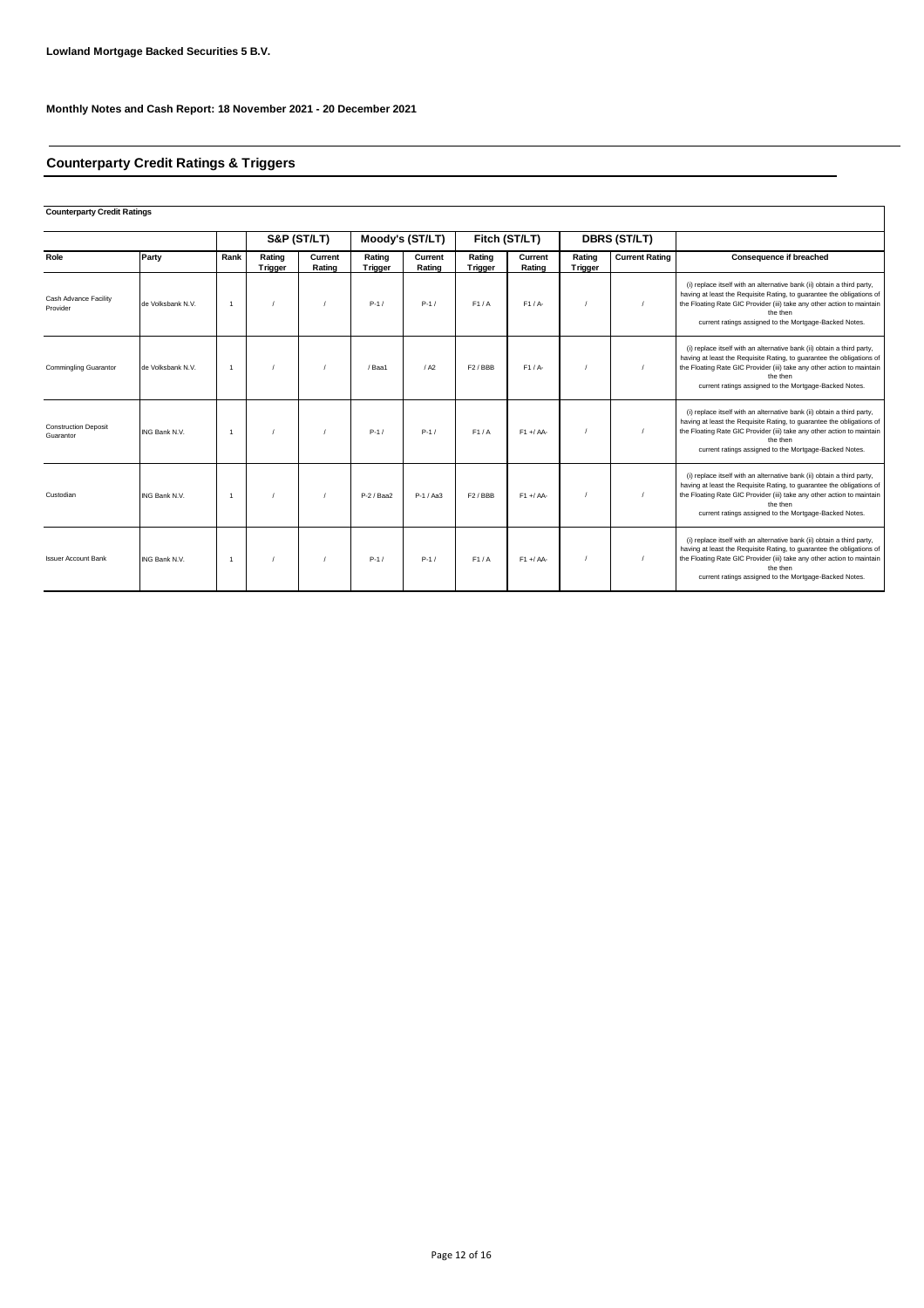**Lowland Mortgage Backed Securities 5 B.V.**

**Monthly Notes and Cash Report: 18 November 2021 - 20 December 2021**

## Counterparty Credit Ratings & Triggers

**Counterparty Credit Ratings**

| | | | S&P (ST/LT) | | Moody's (ST/LT) | | Fitch (ST/LT) | | DBRS (ST/LT) | | |
|---|---|---|---|---|---|---|---|---|---|---|---|
| **Role** | **Party** | **Rank** | **Rating Trigger** | **Current Rating** | **Rating Trigger** | **Current Rating** | **Rating Trigger** | **Current Rating** | **Rating Trigger** | **Current Rating** | **Consequence if breached** |
| Cash Advance Facility Provider | de Volksbank N.V. | 1 | / | / | P-1 / | P-1 / | F1 / A | F1 / A- | / | / | (i) replace itself with an alternative bank (ii) obtain a third party, having at least the Requisite Rating, to guarantee the obligations of the Floating Rate GIC Provider (iii) take any other action to maintain the then current ratings assigned to the Mortgage-Backed Notes. |
| Commingling Guarantor | de Volksbank N.V. | 1 | / | / | / Baa1 | / A2 | F2 / BBB | F1 / A- | / | / | (i) replace itself with an alternative bank (ii) obtain a third party, having at least the Requisite Rating, to guarantee the obligations of the Floating Rate GIC Provider (iii) take any other action to maintain the then current ratings assigned to the Mortgage-Backed Notes. |
| Construction Deposit Guarantor | ING Bank N.V. | 1 | / | / | P-1 / | P-1 / | F1 / A | F1 + / AA- | / | / | (i) replace itself with an alternative bank (ii) obtain a third party, having at least the Requisite Rating, to guarantee the obligations of the Floating Rate GIC Provider (iii) take any other action to maintain the then current ratings assigned to the Mortgage-Backed Notes. |
| Custodian | ING Bank N.V. | 1 | / | / | P-2 / Baa2 | P-1 / Aa3 | F2 / BBB | F1 + / AA- | / | / | (i) replace itself with an alternative bank (ii) obtain a third party, having at least the Requisite Rating, to guarantee the obligations of the Floating Rate GIC Provider (iii) take any other action to maintain the then current ratings assigned to the Mortgage-Backed Notes. |
| Issuer Account Bank | ING Bank N.V. | 1 | / | / | P-1 / | P-1 / | F1 / A | F1 + / AA- | / | / | (i) replace itself with an alternative bank (ii) obtain a third party, having at least the Requisite Rating, to guarantee the obligations of the Floating Rate GIC Provider (iii) take any other action to maintain the then current ratings assigned to the Mortgage-Backed Notes. |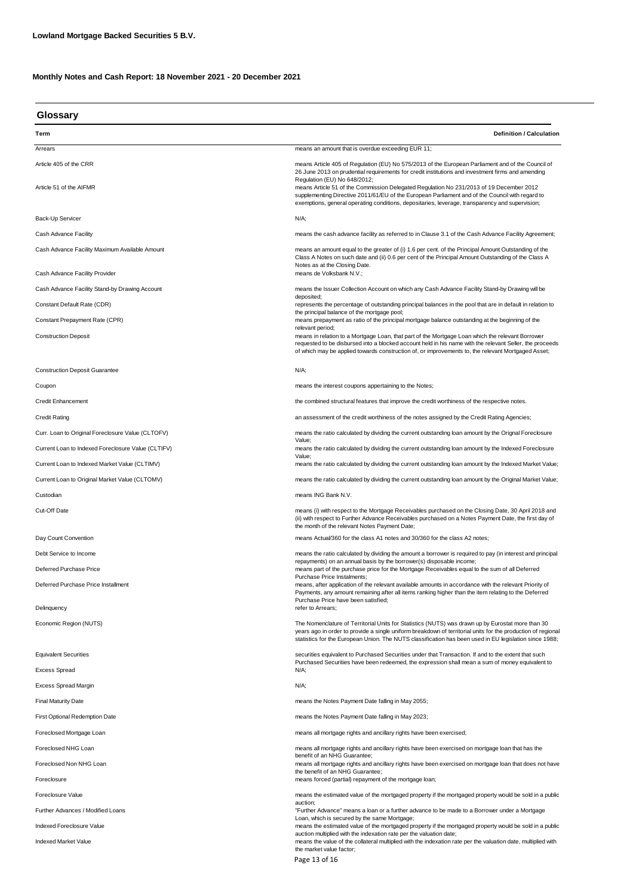**Lowland Mortgage Backed Securities 5 B.V.**

**Monthly Notes and Cash Report: 18 November 2021 - 20 December 2021**

## Glossary

| Term | Definition / Calculation |
|---|---|
| Arrears | means an amount that is overdue exceeding EUR 11; |
| Article 405 of the CRR | means Article 405 of Regulation (EU) No 575/2013 of the European Parliament and of the Council of 26 June 2013 on prudential requirements for credit institutions and investment firms and amending Regulation (EU) No 648/2012; |
| Article 51 of the AIFMR | means Article 51 of the Commission Delegated Regulation No 231/2013 of 19 December 2012 supplementing Directive 2011/61/EU of the European Parliament and of the Council with regard to exemptions, general operating conditions, depositaries, leverage, transparency and supervision; |
| Back-Up Servicer | N/A; |
| Cash Advance Facility | means the cash advance facility as referred to in Clause 3.1 of the Cash Advance Facility Agreement; |
| Cash Advance Facility Maximum Available Amount | means an amount equal to the greater of (i) 1.6 per cent. of the Principal Amount Outstanding of the Class A Notes on such date and (ii) 0.6 per cent of the Principal Amount Outstanding of the Class A Notes as at the Closing Date. |
| Cash Advance Facility Provider | means de Volksbank N.V.; |
| Cash Advance Facility Stand-by Drawing Account | means the Issuer Collection Account on which any Cash Advance Facility Stand-by Drawing will be deposited; |
| Constant Default Rate (CDR) | represents the percentage of outstanding principal balances in the pool that are in default in relation to the principal balance of the mortgage pool; |
| Constant Prepayment Rate (CPR) | means prepayment as ratio of the principal mortgage balance outstanding at the beginning of the relevant period; |
| Construction Deposit | means in relation to a Mortgage Loan, that part of the Mortgage Loan which the relevant Borrower requested to be disbursed into a blocked account held in his name with the relevant Seller, the proceeds of which may be applied towards construction of, or improvements to, the relevant Mortgaged Asset; |
| Construction Deposit Guarantee | N/A; |
| Coupon | means the interest coupons appertaining to the Notes; |
| Credit Enhancement | the combined structural features that improve the credit worthiness of the respective notes. |
| Credit Rating | an assessment of the credit worthiness of the notes assigned by the Credit Rating Agencies; |
| Curr. Loan to Original Foreclosure Value (CLTOFV) | means the ratio calculated by dividing the current outstanding loan amount by the Orignal Foreclosure Value; |
| Current Loan to Indexed Foreclosure Value (CLTIFV) | means the ratio calculated by dividing the current outstanding loan amount by the Indexed Foreclosure Value; |
| Current Loan to Indexed Market Value (CLTIMV) | means the ratio calculated by dividing the current outstanding loan amount by the Indexed Market Value; |
| Current Loan to Original Market Value (CLTOMV) | means the ratio calculated by dividing the current outstanding loan amount by the Original Market Value; |
| Custodian | means ING Bank N.V. |
| Cut-Off Date | means (i) with respect to the Mortgage Receivables purchased on the Closing Date, 30 April 2018 and (ii) with respect to Further Advance Receivables purchased on a Notes Payment Date, the first day of the month of the relevant Notes Payment Date; |
| Day Count Convention | means Actual/360 for the class A1 notes and 30/360 for the class A2 notes; |
| Debt Service to Income | means the ratio calculated by dividing the amount a borrower is required to pay (in interest and principal repayments) on an annual basis by the borrower(s) disposable income; |
| Deferred Purchase Price | means part of the purchase price for the Mortgage Receivables equal to the sum of all Deferred Purchase Price Instalments; |
| Deferred Purchase Price Installment | means, after application of the relevant available amounts in accordance with the relevant Priority of Payments, any amount remaining after all items ranking higher than the item relating to the Deferred Purchase Price have been satisfied; |
| Delinquency | refer to Arrears; |
| Economic Region (NUTS) | The Nomenclature of Territorial Units for Statistics (NUTS) was drawn up by Eurostat more than 30 years ago in order to provide a single uniform breakdown of territorial units for the production of regional statistics for the European Union. The NUTS classification has been used in EU legislation since 1988; |
| Equivalent Securities | securities equivalent to Purchased Securities under that Transaction. If and to the extent that such Purchased Securities have been redeemed, the expression shall mean a sum of money equivalent to |
| Excess Spread | N/A; |
| Excess Spread Margin | N/A; |
| Final Maturity Date | means the Notes Payment Date falling in May 2055; |
| First Optional Redemption Date | means the Notes Payment Date falling in May 2023; |
| Foreclosed Mortgage Loan | means all mortgage rights and ancillary rights have been exercised; |
| Foreclosed NHG Loan | means all mortgage rights and ancillary rights have been exercised on mortgage loan that has the benefit of an NHG Guarantee; |
| Foreclosed Non NHG Loan | means all mortgage rights and ancillary rights have been exercised on mortgage loan that does not have the benefit of an NHG Guarantee; |
| Foreclosure | means forced (partial) repayment of the mortgage loan; |
| Foreclosure Value | means the estimated value of the mortgaged property if the mortgaged property would be sold in a public auction; |
| Further Advances / Modified Loans | "Further Advance" means a loan or a further advance to be made to a Borrower under a Mortgage Loan, which is secured by the same Mortgage; |
| Indexed Foreclosure Value | means the estimated value of the mortgaged property if the mortgaged property would be sold in a public auction multiplied with the indexation rate per the valuation date; |
| Indexed Market Value | means the value of the collateral multiplied with the indexation rate per the valuation date, multiplied with the market value factor; |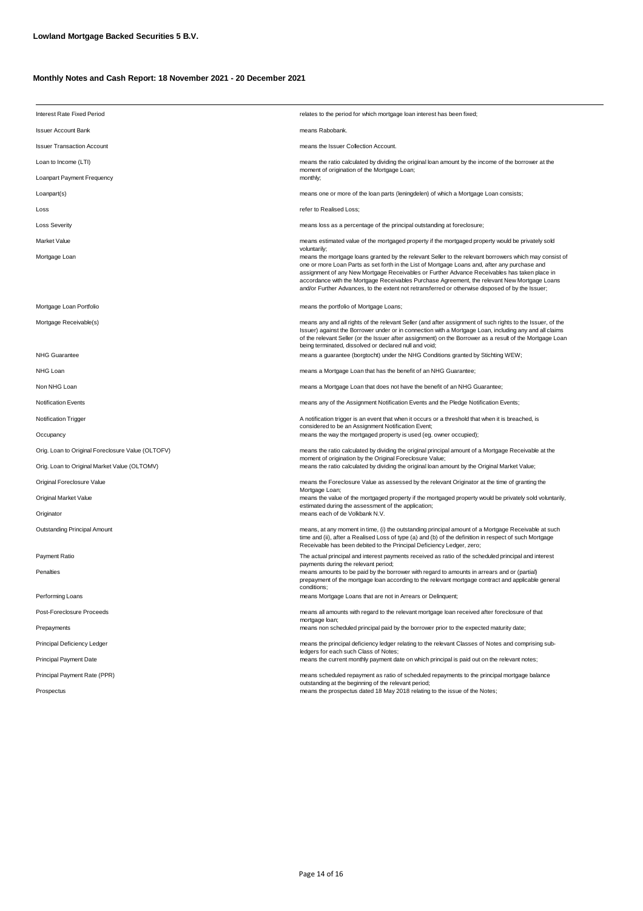**Lowland Mortgage Backed Securities 5 B.V.**

**Monthly Notes and Cash Report: 18 November 2021 - 20 December 2021**

| | |
|---|---|
| Interest Rate Fixed Period | relates to the period for which mortgage loan interest has been fixed; |
| Issuer Account Bank | means Rabobank. |
| Issuer Transaction Account | means the Issuer Collection Account. |
| Loan to Income (LTI) | means the ratio calculated by dividing the original loan amount by the income of the borrower at the moment of origination of the Mortgage Loan; |
| Loanpart Payment Frequency | monthly; |
| Loanpart(s) | means one or more of the loan parts (leningdelen) of which a Mortgage Loan consists; |
| Loss | refer to Realised Loss; |
| Loss Severity | means loss as a percentage of the principal outstanding at foreclosure; |
| Market Value | means estimated value of the mortgaged property if the mortgaged property would be privately sold voluntarily; |
| Mortgage Loan | means the mortgage loans granted by the relevant Seller to the relevant borrowers which may consist of one or more Loan Parts as set forth in the List of Mortgage Loans and, after any purchase and assignment of any New Mortgage Receivables or Further Advance Receivables has taken place in accordance with the Mortgage Receivables Purchase Agreement, the relevant New Mortgage Loans and/or Further Advances, to the extent not retransferred or otherwise disposed of by the Issuer; |
| Mortgage Loan Portfolio | means the portfolio of Mortgage Loans; |
| Mortgage Receivable(s) | means any and all rights of the relevant Seller (and after assignment of such rights to the Issuer, of the Issuer) against the Borrower under or in connection with a Mortgage Loan, including any and all claims of the relevant Seller (or the Issuer after assignment) on the Borrower as a result of the Mortgage Loan being terminated, dissolved or declared null and void; |
| NHG Guarantee | means a guarantee (borgtocht) under the NHG Conditions granted by Stichting WEW; |
| NHG Loan | means a Mortgage Loan that has the benefit of an NHG Guarantee; |
| Non NHG Loan | means a Mortgage Loan that does not have the benefit of an NHG Guarantee; |
| Notification Events | means any of the Assignment Notification Events and the Pledge Notification Events; |
| Notification Trigger | A notification trigger is an event that when it occurs or a threshold that when it is breached, is considered to be an Assignment Notification Event; |
| Occupancy | means the way the mortgaged property is used (eg. owner occupied); |
| Orig. Loan to Original Foreclosure Value (OLTOFV) | means the ratio calculated by dividing the original principal amount of a Mortgage Receivable at the moment of origination by the Original Foreclosure Value; |
| Orig. Loan to Original Market Value (OLTOMV) | means the ratio calculated by dividing the original loan amount by the Original Market Value; |
| Original Foreclosure Value | means the Foreclosure Value as assessed by the relevant Originator at the time of granting the Mortgage Loan; |
| Original Market Value | means the value of the mortgaged property if the mortgaged property would be privately sold voluntarily, estimated during the assessment of the application; |
| Originator | means each of de Volkbank N.V. |
| Outstanding Principal Amount | means, at any moment in time, (i) the outstanding principal amount of a Mortgage Receivable at such time and (ii), after a Realised Loss of type (a) and (b) of the definition in respect of such Mortgage Receivable has been debited to the Principal Deficiency Ledger, zero; |
| Payment Ratio | The actual principal and interest payments received as ratio of the scheduled principal and interest payments during the relevant period; |
| Penalties | means amounts to be paid by the borrower with regard to amounts in arrears and or (partial) prepayment of the mortgage loan according to the relevant mortgage contract and applicable general conditions; |
| Performing Loans | means Mortgage Loans that are not in Arrears or Delinquent; |
| Post-Foreclosure Proceeds | means all amounts with regard to the relevant mortgage loan received after foreclosure of that mortgage loan; |
| Prepayments | means non scheduled principal paid by the borrower prior to the expected maturity date; |
| Principal Deficiency Ledger | means the principal deficiency ledger relating to the relevant Classes of Notes and comprising sub-ledgers for each such Class of Notes; |
| Principal Payment Date | means the current monthly payment date on which principal is paid out on the relevant notes; |
| Principal Payment Rate (PPR) | means scheduled repayment as ratio of scheduled repayments to the principal mortgage balance outstanding at the beginning of the relevant period; |
| Prospectus | means the prospectus dated 18 May 2018 relating to the issue of the Notes; |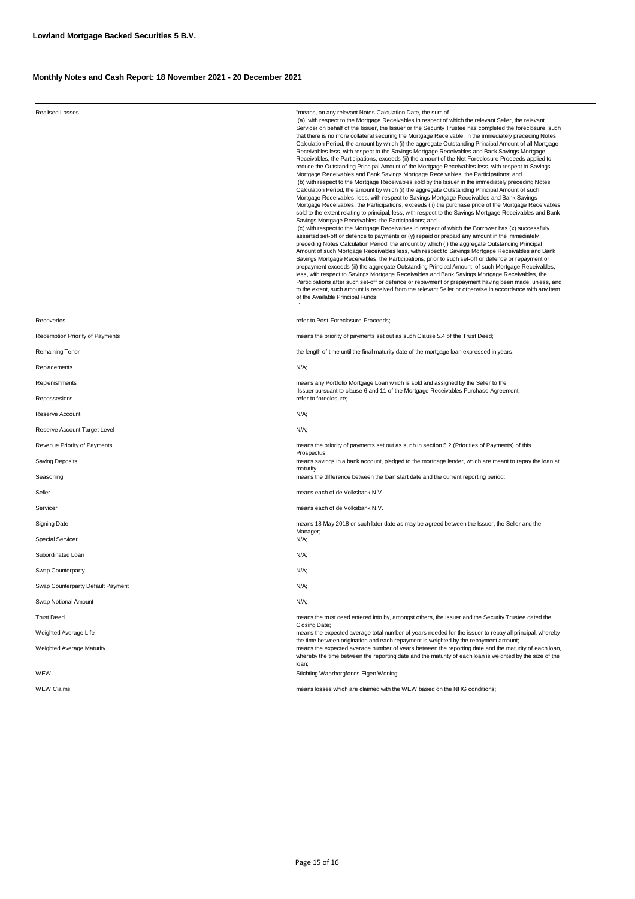**Lowland Mortgage Backed Securities 5 B.V.**

**Monthly Notes and Cash Report: 18 November 2021 - 20 December 2021**

| Term | Definition |
|---|---|
| Realised Losses | "means, on any relevant Notes Calculation Date, the sum of (a) with respect to the Mortgage Receivables in respect of which the relevant Seller, the relevant Servicer on behalf of the Issuer, the Issuer or the Security Trustee has completed the foreclosure, such that there is no more collateral securing the Mortgage Receivable, in the immediately preceding Notes Calculation Period, the amount by which (i) the aggregate Outstanding Principal Amount of all Mortgage Receivables less, with respect to the Savings Mortgage Receivables and Bank Savings Mortgage Receivables, the Participations, exceeds (ii) the amount of the Net Foreclosure Proceeds applied to reduce the Outstanding Principal Amount of the Mortgage Receivables less, with respect to Savings Mortgage Receivables and Bank Savings Mortgage Receivables, the Participations; and (b) with respect to the Mortgage Receivables sold by the Issuer in the immediately preceding Notes Calculation Period, the amount by which (i) the aggregate Outstanding Principal Amount of such Mortgage Receivables, less, with respect to Savings Mortgage Receivables and Bank Savings Mortgage Receivables, the Participations, exceeds (ii) the purchase price of the Mortgage Receivables sold to the extent relating to principal, less, with respect to the Savings Mortgage Receivables and Bank Savings Mortgage Receivables, the Participations; and (c) with respect to the Mortgage Receivables in respect of which the Borrower has (x) successfully asserted set-off or defence to payments or (y) repaid or prepaid any amount in the immediately preceding Notes Calculation Period, the amount by which (i) the aggregate Outstanding Principal Amount of such Mortgage Receivables less, with respect to Savings Mortgage Receivables and Bank Savings Mortgage Receivables, the Participations, prior to such set-off or defence or repayment or prepayment exceeds (ii) the aggregate Outstanding Principal Amount of such Mortgage Receivables, less, with respect to Savings Mortgage Receivables and Bank Savings Mortgage Receivables, the Participations after such set-off or defence or repayment or prepayment having been made, unless, and to the extent, such amount is received from the relevant Seller or otherwise in accordance with any item of the Available Principal Funds; " |
| Recoveries | refer to Post-Foreclosure-Proceeds; |
| Redemption Priority of Payments | means the priority of payments set out as such Clause 5.4 of the Trust Deed; |
| Remaining Tenor | the length of time until the final maturity date of the mortgage loan expressed in years; |
| Replacements | N/A; |
| Replenishments | means any Portfolio Mortgage Loan which is sold and assigned by the Seller to the Issuer pursuant to clause 6 and 11 of the Mortgage Receivables Purchase Agreement; |
| Repossesions | refer to foreclosure; |
| Reserve Account | N/A; |
| Reserve Account Target Level | N/A; |
| Revenue Priority of Payments | means the priority of payments set out as such in section 5.2 (Priorities of Payments) of this Prospectus; |
| Saving Deposits | means savings in a bank account, pledged to the mortgage lender, which are meant to repay the loan at maturity; |
| Seasoning | means the difference between the loan start date and the current reporting period; |
| Seller | means each of de Volksbank N.V. |
| Servicer | means each of de Volksbank N.V. |
| Signing Date | means 18 May 2018 or such later date as may be agreed between the Issuer, the Seller and the Manager; |
| Special Servicer | N/A; |
| Subordinated Loan | N/A; |
| Swap Counterparty | N/A; |
| Swap Counterparty Default Payment | N/A; |
| Swap Notional Amount | N/A; |
| Trust Deed | means the trust deed entered into by, amongst others, the Issuer and the Security Trustee dated the Closing Date; |
| Weighted Average Life | means the expected average total number of years needed for the issuer to repay all principal, whereby the time between origination and each repayment is weighted by the repayment amount; |
| Weighted Average Maturity | means the expected average number of years between the reporting date and the maturity of each loan, whereby the time between the reporting date and the maturity of each loan is weighted by the size of the loan; |
| WEW | Stichting Waarborgfonds Eigen Woning; |
| WEW Claims | means losses which are claimed with the WEW based on the NHG conditions; |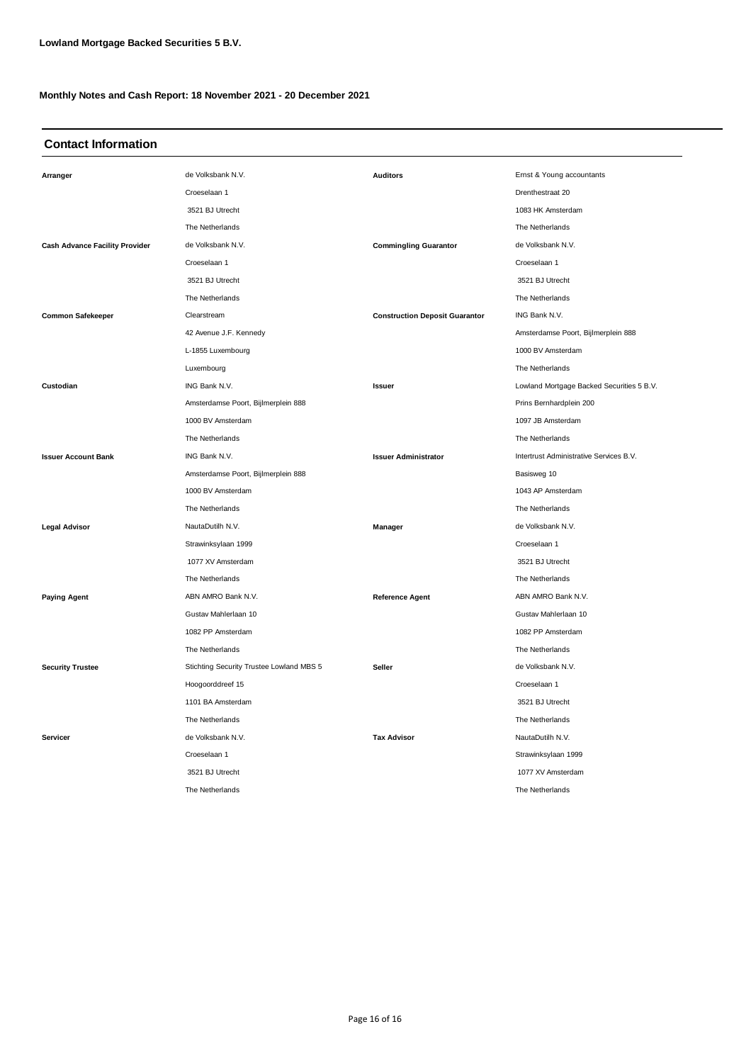**Lowland Mortgage Backed Securities 5 B.V.**

**Monthly Notes and Cash Report: 18 November 2021 - 20 December 2021**

## Contact Information

| | | | |
|---|---|---|---|
| **Arranger** | de Volksbank N.V. | **Auditors** | Ernst & Young accountants |
| | Croeselaan 1 | | Drenthestraat 20 |
| | 3521 BJ Utrecht | | 1083 HK Amsterdam |
| | The Netherlands | | The Netherlands |
| **Cash Advance Facility Provider** | de Volksbank N.V. | **Commingling Guarantor** | de Volksbank N.V. |
| | Croeselaan 1 | | Croeselaan 1 |
| | 3521 BJ Utrecht | | 3521 BJ Utrecht |
| | The Netherlands | | The Netherlands |
| **Common Safekeeper** | Clearstream | **Construction Deposit Guarantor** | ING Bank N.V. |
| | 42 Avenue J.F. Kennedy | | Amsterdamse Poort, Bijlmerplein 888 |
| | L-1855 Luxembourg | | 1000 BV Amsterdam |
| | Luxembourg | | The Netherlands |
| **Custodian** | ING Bank N.V. | **Issuer** | Lowland Mortgage Backed Securities 5 B.V. |
| | Amsterdamse Poort, Bijlmerplein 888 | | Prins Bernhardplein 200 |
| | 1000 BV Amsterdam | | 1097 JB Amsterdam |
| | The Netherlands | | The Netherlands |
| **Issuer Account Bank** | ING Bank N.V. | **Issuer Administrator** | Intertrust Administrative Services B.V. |
| | Amsterdamse Poort, Bijlmerplein 888 | | Basisweg 10 |
| | 1000 BV Amsterdam | | 1043 AP Amsterdam |
| | The Netherlands | | The Netherlands |
| **Legal Advisor** | NautaDutilh N.V. | **Manager** | de Volksbank N.V. |
| | Strawinksylaan 1999 | | Croeselaan 1 |
| | 1077 XV Amsterdam | | 3521 BJ Utrecht |
| | The Netherlands | | The Netherlands |
| **Paying Agent** | ABN AMRO Bank N.V. | **Reference Agent** | ABN AMRO Bank N.V. |
| | Gustav Mahlerlaan 10 | | Gustav Mahlerlaan 10 |
| | 1082 PP Amsterdam | | 1082 PP Amsterdam |
| | The Netherlands | | The Netherlands |
| **Security Trustee** | Stichting Security Trustee Lowland MBS 5 | **Seller** | de Volksbank N.V. |
| | Hoogoorddreef 15 | | Croeselaan 1 |
| | 1101 BA Amsterdam | | 3521 BJ Utrecht |
| | The Netherlands | | The Netherlands |
| **Servicer** | de Volksbank N.V. | **Tax Advisor** | NautaDutilh N.V. |
| | Croeselaan 1 | | Strawinksylaan 1999 |
| | 3521 BJ Utrecht | | 1077 XV Amsterdam |
| | The Netherlands | | The Netherlands |